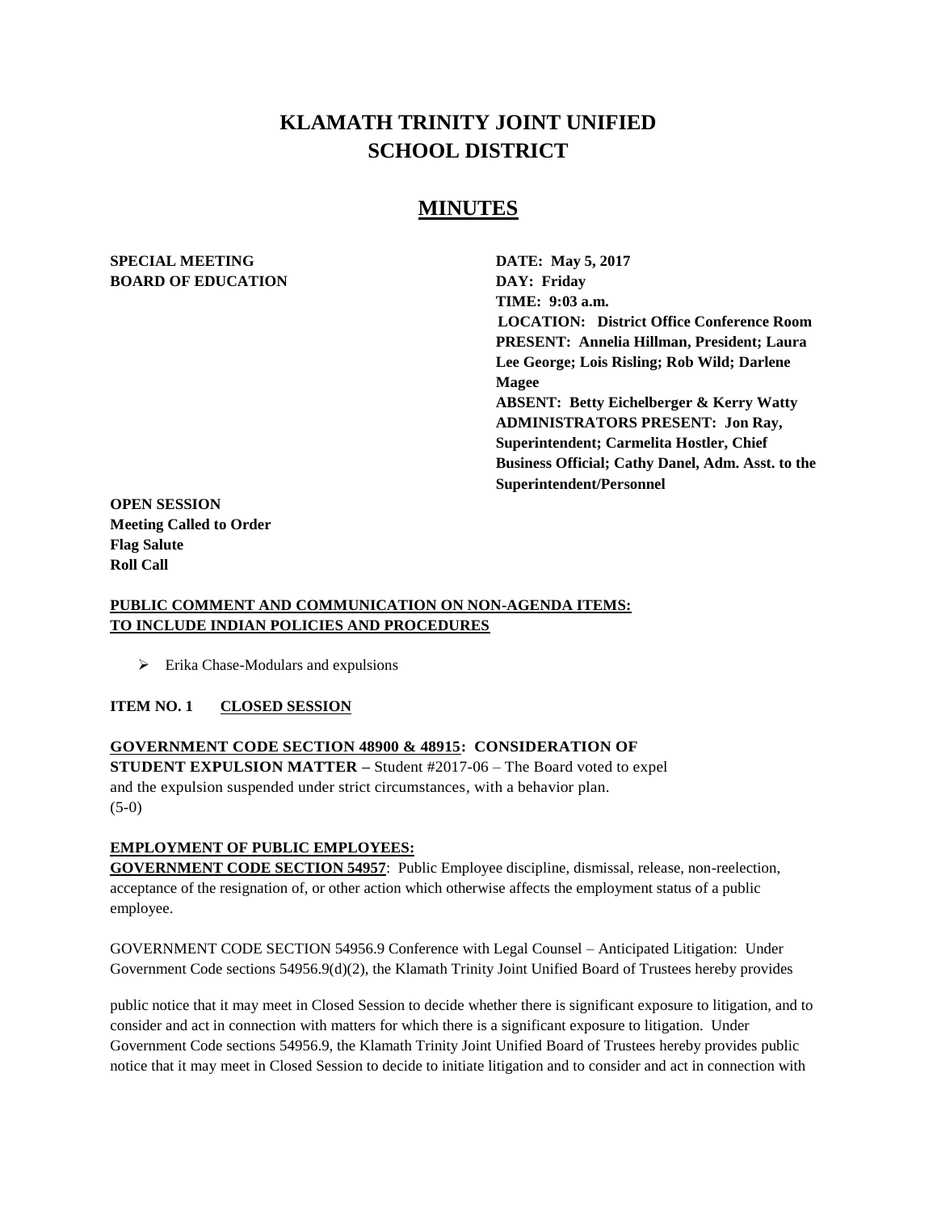# KLAMATH TRINITY JOINT UNIFIED SCHOOL DISTRICT

## MINUTES

**SPECIAL MEETING**
**BOARD OF EDUCATION**

**DATE: May 5, 2017**
**DAY: Friday**
**TIME: 9:03 a.m.**
**LOCATION: District Office Conference Room**
**PRESENT: Annelia Hillman, President; Laura Lee George; Lois Risling; Rob Wild; Darlene Magee**
**ABSENT: Betty Eichelberger & Kerry Watty**
**ADMINISTRATORS PRESENT: Jon Ray, Superintendent; Carmelita Hostler, Chief Business Official; Cathy Danel, Adm. Asst. to the Superintendent/Personnel**

**OPEN SESSION**
**Meeting Called to Order**
**Flag Salute**
**Roll Call**

**PUBLIC COMMENT AND COMMUNICATION ON NON-AGENDA ITEMS: TO INCLUDE INDIAN POLICIES AND PROCEDURES**

- Erika Chase-Modulars and expulsions

**ITEM NO. 1 CLOSED SESSION**

**GOVERNMENT CODE SECTION 48900 & 48915: CONSIDERATION OF STUDENT EXPULSION MATTER –** Student #2017-06 – The Board voted to expel and the expulsion suspended under strict circumstances, with a behavior plan. (5-0)

**EMPLOYMENT OF PUBLIC EMPLOYEES:**
**GOVERNMENT CODE SECTION 54957**: Public Employee discipline, dismissal, release, non-reelection, acceptance of the resignation of, or other action which otherwise affects the employment status of a public employee.

GOVERNMENT CODE SECTION 54956.9 Conference with Legal Counsel – Anticipated Litigation: Under Government Code sections 54956.9(d)(2), the Klamath Trinity Joint Unified Board of Trustees hereby provides public notice that it may meet in Closed Session to decide whether there is significant exposure to litigation, and to consider and act in connection with matters for which there is a significant exposure to litigation. Under Government Code sections 54956.9, the Klamath Trinity Joint Unified Board of Trustees hereby provides public notice that it may meet in Closed Session to decide to initiate litigation and to consider and act in connection with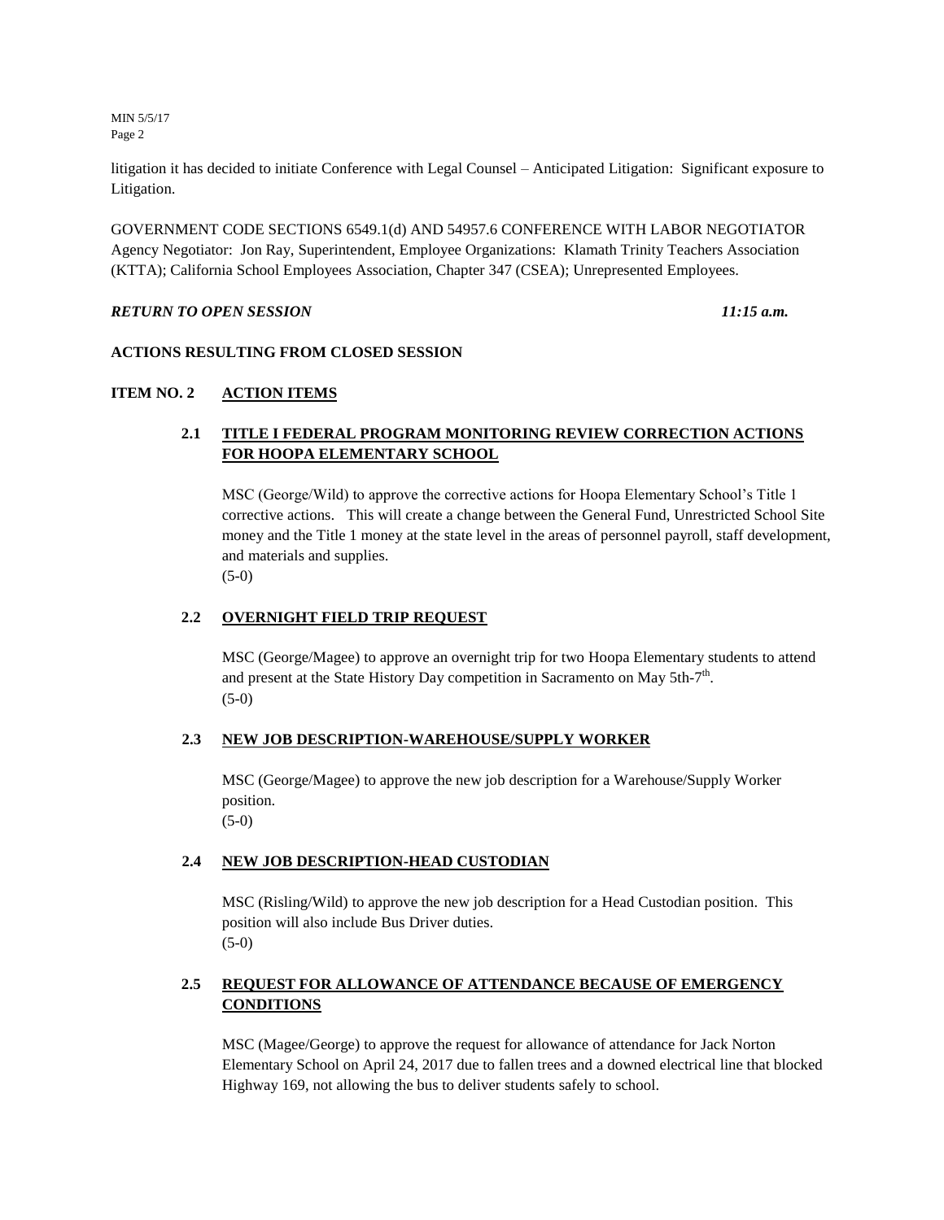litigation it has decided to initiate Conference with Legal Counsel – Anticipated Litigation: Significant exposure to Litigation.

GOVERNMENT CODE SECTIONS 6549.1(d) AND 54957.6 CONFERENCE WITH LABOR NEGOTIATOR Agency Negotiator: Jon Ray, Superintendent, Employee Organizations: Klamath Trinity Teachers Association (KTTA); California School Employees Association, Chapter 347 (CSEA); Unrepresented Employees.

***RETURN TO OPEN SESSION*** ***11:15 a.m.***

**ACTIONS RESULTING FROM CLOSED SESSION**

**ITEM NO. 2 ACTION ITEMS**

**2.1 TITLE I FEDERAL PROGRAM MONITORING REVIEW CORRECTION ACTIONS FOR HOOPA ELEMENTARY SCHOOL**

MSC (George/Wild) to approve the corrective actions for Hoopa Elementary School's Title 1 corrective actions. This will create a change between the General Fund, Unrestricted School Site money and the Title 1 money at the state level in the areas of personnel payroll, staff development, and materials and supplies.
(5-0)

**2.2 OVERNIGHT FIELD TRIP REQUEST**

MSC (George/Magee) to approve an overnight trip for two Hoopa Elementary students to attend and present at the State History Day competition in Sacramento on May 5th-7th.
(5-0)

**2.3 NEW JOB DESCRIPTION-WAREHOUSE/SUPPLY WORKER**

MSC (George/Magee) to approve the new job description for a Warehouse/Supply Worker position.
(5-0)

**2.4 NEW JOB DESCRIPTION-HEAD CUSTODIAN**

MSC (Risling/Wild) to approve the new job description for a Head Custodian position. This position will also include Bus Driver duties.
(5-0)

**2.5 REQUEST FOR ALLOWANCE OF ATTENDANCE BECAUSE OF EMERGENCY CONDITIONS**

MSC (Magee/George) to approve the request for allowance of attendance for Jack Norton Elementary School on April 24, 2017 due to fallen trees and a downed electrical line that blocked Highway 169, not allowing the bus to deliver students safely to school.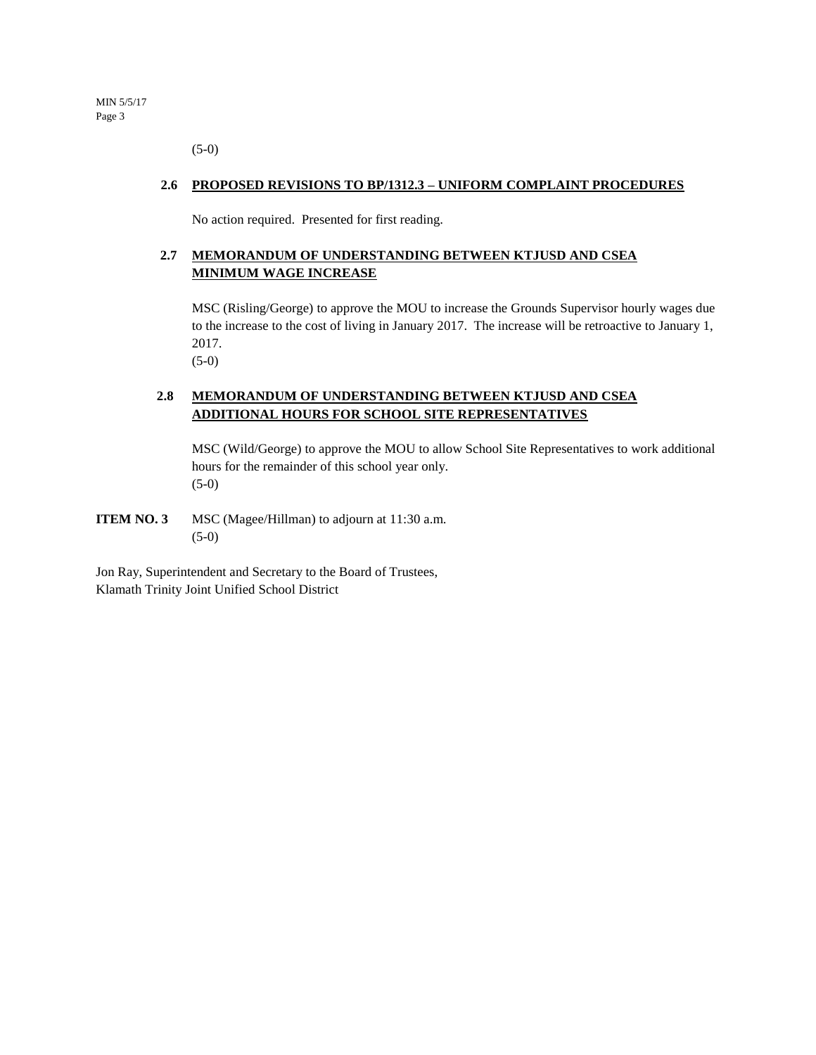(5-0)

**2.6 PROPOSED REVISIONS TO BP/1312.3 – UNIFORM COMPLAINT PROCEDURES**

No action required. Presented for first reading.

**2.7 MEMORANDUM OF UNDERSTANDING BETWEEN KTJUSD AND CSEA MINIMUM WAGE INCREASE**

MSC (Risling/George) to approve the MOU to increase the Grounds Supervisor hourly wages due to the increase to the cost of living in January 2017. The increase will be retroactive to January 1, 2017.
(5-0)

**2.8 MEMORANDUM OF UNDERSTANDING BETWEEN KTJUSD AND CSEA ADDITIONAL HOURS FOR SCHOOL SITE REPRESENTATIVES**

MSC (Wild/George) to approve the MOU to allow School Site Representatives to work additional hours for the remainder of this school year only.
(5-0)

**ITEM NO. 3** MSC (Magee/Hillman) to adjourn at 11:30 a.m.
(5-0)

Jon Ray, Superintendent and Secretary to the Board of Trustees,
Klamath Trinity Joint Unified School District